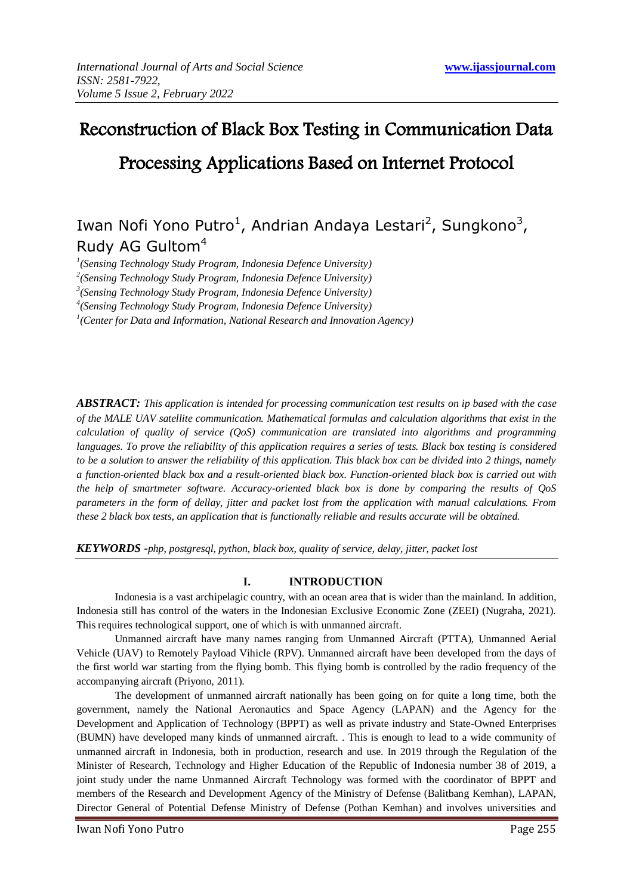# Reconstruction of Black Box Testing in Communication Data Processing Applications Based on Internet Protocol

Iwan Nofi Yono Putro[1], Andrian Andaya Lestari[2], Sungkono[3], Rudy AG Gultom[4]

[1](Sensing Technology Study Program, Indonesia Defence University)
[2](Sensing Technology Study Program, Indonesia Defence University)
[3](Sensing Technology Study Program, Indonesia Defence University)
[4](Sensing Technology Study Program, Indonesia Defence University)
[1](Center for Data and Information, National Research and Innovation Agency)

***ABSTRACT:*** *This application is intended for processing communication test results on ip based with the case of the MALE UAV satellite communication. Mathematical formulas and calculation algorithms that exist in the calculation of quality of service (QoS) communication are translated into algorithms and programming languages. To prove the reliability of this application requires a series of tests. Black box testing is considered to be a solution to answer the reliability of this application. This black box can be divided into 2 things, namely a function-oriented black box and a result-oriented black box. Function-oriented black box is carried out with the help of smartmeter software. Accuracy-oriented black box is done by comparing the results of QoS parameters in the form of dellay, jitter and packet lost from the application with manual calculations. From these 2 black box tests, an application that is functionally reliable and results accurate will be obtained.*

***KEYWORDS -*** *php, postgresql, python, black box, quality of service, delay, jitter, packet lost*

## I. INTRODUCTION

Indonesia is a vast archipelagic country, with an ocean area that is wider than the mainland. In addition, Indonesia still has control of the waters in the Indonesian Exclusive Economic Zone (ZEEI) (Nugraha, 2021). This requires technological support, one of which is with unmanned aircraft.

Unmanned aircraft have many names ranging from Unmanned Aircraft (PTTA), Unmanned Aerial Vehicle (UAV) to Remotely Payload Vihicle (RPV). Unmanned aircraft have been developed from the days of the first world war starting from the flying bomb. This flying bomb is controlled by the radio frequency of the accompanying aircraft (Priyono, 2011).

The development of unmanned aircraft nationally has been going on for quite a long time, both the government, namely the National Aeronautics and Space Agency (LAPAN) and the Agency for the Development and Application of Technology (BPPT) as well as private industry and State-Owned Enterprises (BUMN) have developed many kinds of unmanned aircraft. . This is enough to lead to a wide community of unmanned aircraft in Indonesia, both in production, research and use. In 2019 through the Regulation of the Minister of Research, Technology and Higher Education of the Republic of Indonesia number 38 of 2019, a joint study under the name Unmanned Aircraft Technology was formed with the coordinator of BPPT and members of the Research and Development Agency of the Ministry of Defense (Balitbang Kemhan), LAPAN, Director General of Potential Defense Ministry of Defense (Pothan Kemhan) and involves universities and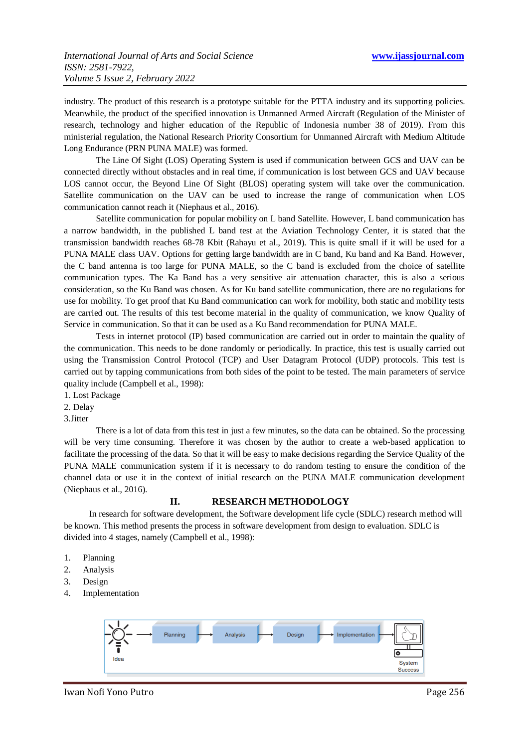industry. The product of this research is a prototype suitable for the PTTA industry and its supporting policies. Meanwhile, the product of the specified innovation is Unmanned Armed Aircraft (Regulation of the Minister of research, technology and higher education of the Republic of Indonesia number 38 of 2019). From this ministerial regulation, the National Research Priority Consortium for Unmanned Aircraft with Medium Altitude Long Endurance (PRN PUNA MALE) was formed.

The Line Of Sight (LOS) Operating System is used if communication between GCS and UAV can be connected directly without obstacles and in real time, if communication is lost between GCS and UAV because LOS cannot occur, the Beyond Line Of Sight (BLOS) operating system will take over the communication. Satellite communication on the UAV can be used to increase the range of communication when LOS communication cannot reach it (Niephaus et al., 2016).

Satellite communication for popular mobility on L band Satellite. However, L band communication has a narrow bandwidth, in the published L band test at the Aviation Technology Center, it is stated that the transmission bandwidth reaches 68-78 Kbit (Rahayu et al., 2019). This is quite small if it will be used for a PUNA MALE class UAV. Options for getting large bandwidth are in C band, Ku band and Ka Band. However, the C band antenna is too large for PUNA MALE, so the C band is excluded from the choice of satellite communication types. The Ka Band has a very sensitive air attenuation character, this is also a serious consideration, so the Ku Band was chosen. As for Ku band satellite communication, there are no regulations for use for mobility. To get proof that Ku Band communication can work for mobility, both static and mobility tests are carried out. The results of this test become material in the quality of communication, we know Quality of Service in communication. So that it can be used as a Ku Band recommendation for PUNA MALE.

Tests in internet protocol (IP) based communication are carried out in order to maintain the quality of the communication. This needs to be done randomly or periodically. In practice, this test is usually carried out using the Transmission Control Protocol (TCP) and User Datagram Protocol (UDP) protocols. This test is carried out by tapping communications from both sides of the point to be tested. The main parameters of service quality include (Campbell et al., 1998):

1. Lost Package
2. Delay
3. Jitter

There is a lot of data from this test in just a few minutes, so the data can be obtained. So the processing will be very time consuming. Therefore it was chosen by the author to create a web-based application to facilitate the processing of the data. So that it will be easy to make decisions regarding the Service Quality of the PUNA MALE communication system if it is necessary to do random testing to ensure the condition of the channel data or use it in the context of initial research on the PUNA MALE communication development (Niephaus et al., 2016).

## II. RESEARCH METHODOLOGY

In research for software development, the Software development life cycle (SDLC) research method will be known. This method presents the process in software development from design to evaluation. SDLC is divided into 4 stages, namely (Campbell et al., 1998):

1. Planning
2. Analysis
3. Design
4. Implementation

Idea → Planning → Analysis → Design → Implementation → System Success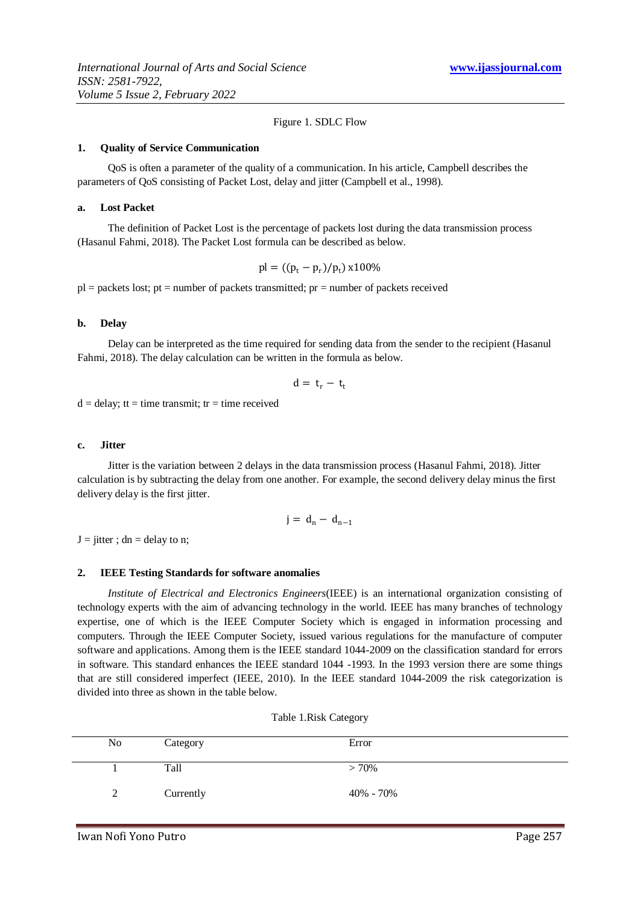Figure 1. SDLC Flow

### 1. Quality of Service Communication

QoS is often a parameter of the quality of a communication. In his article, Campbell describes the parameters of QoS consisting of Packet Lost, delay and jitter (Campbell et al., 1998).

#### a. Lost Packet

The definition of Packet Lost is the percentage of packets lost during the data transmission process (Hasanul Fahmi, 2018). The Packet Lost formula can be described as below.

$$pl = ((p_t - p_r)/p_t)\ x100\%$$

pl = packets lost; pt = number of packets transmitted; pr = number of packets received

#### b. Delay

Delay can be interpreted as the time required for sending data from the sender to the recipient (Hasanul Fahmi, 2018). The delay calculation can be written in the formula as below.

$$d = t_r - t_t$$

d = delay; tt = time transmit; tr = time received

#### c. Jitter

Jitter is the variation between 2 delays in the data transmission process (Hasanul Fahmi, 2018). Jitter calculation is by subtracting the delay from one another. For example, the second delivery delay minus the first delivery delay is the first jitter.

$$j = d_n - d_{n-1}$$

J = jitter ; dn = delay to n;

### 2. IEEE Testing Standards for software anomalies

*Institute of Electrical and Electronics Engineers*(IEEE) is an international organization consisting of technology experts with the aim of advancing technology in the world. IEEE has many branches of technology expertise, one of which is the IEEE Computer Society which is engaged in information processing and computers. Through the IEEE Computer Society, issued various regulations for the manufacture of computer software and applications. Among them is the IEEE standard 1044-2009 on the classification standard for errors in software. This standard enhances the IEEE standard 1044 -1993. In the 1993 version there are some things that are still considered imperfect (IEEE, 2010). In the IEEE standard 1044-2009 the risk categorization is divided into three as shown in the table below.

Table 1.Risk Category

| No | Category | Error |
|---|---|---|
| 1 | Tall | > 70% |
| 2 | Currently | 40% - 70% |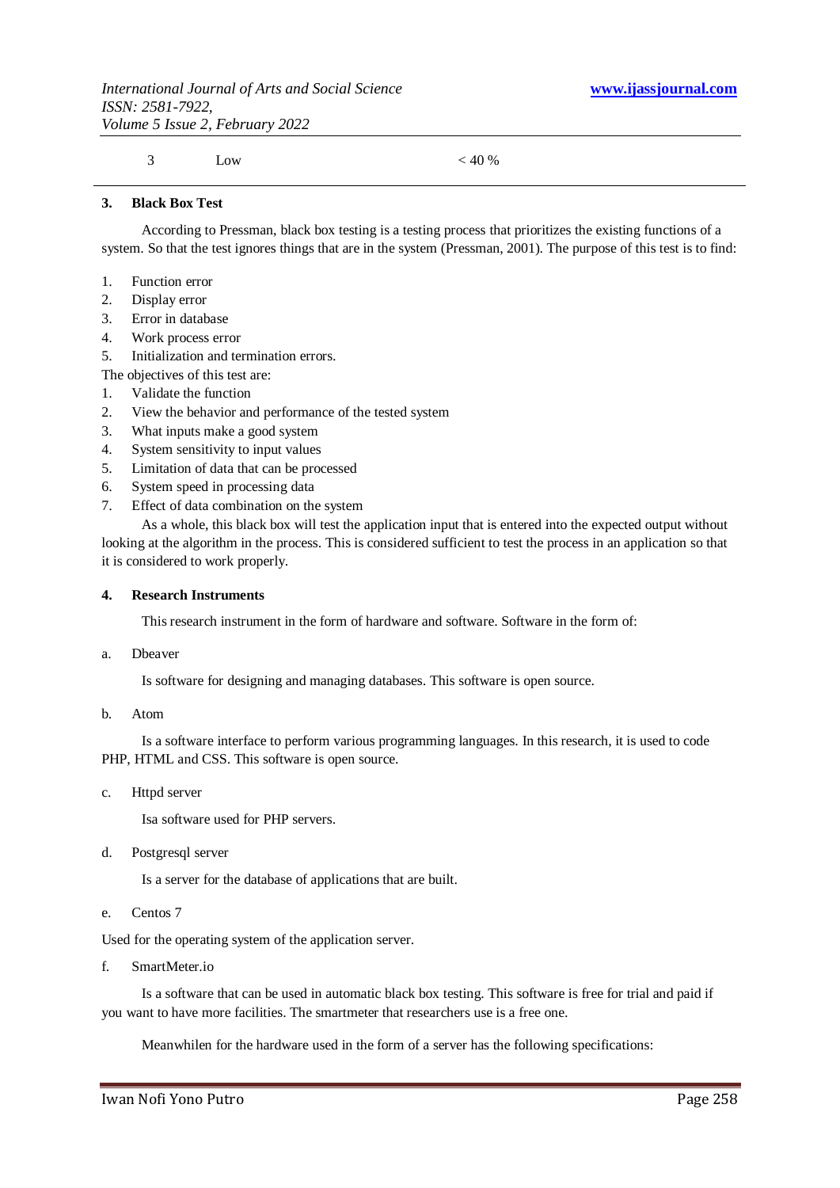| 3 | Low | < 40 % |
|---|---|---|

## 3. Black Box Test

According to Pressman, black box testing is a testing process that prioritizes the existing functions of a system. So that the test ignores things that are in the system (Pressman, 2001). The purpose of this test is to find:

1. Function error
2. Display error
3. Error in database
4. Work process error
5. Initialization and termination errors.

The objectives of this test are:

1. Validate the function
2. View the behavior and performance of the tested system
3. What inputs make a good system
4. System sensitivity to input values
5. Limitation of data that can be processed
6. System speed in processing data
7. Effect of data combination on the system

As a whole, this black box will test the application input that is entered into the expected output without looking at the algorithm in the process. This is considered sufficient to test the process in an application so that it is considered to work properly.

## 4. Research Instruments

This research instrument in the form of hardware and software. Software in the form of:

a. Dbeaver

Is software for designing and managing databases. This software is open source.

b. Atom

Is a software interface to perform various programming languages. In this research, it is used to code PHP, HTML and CSS. This software is open source.

c. Httpd server

Isa software used for PHP servers.

d. Postgresql server

Is a server for the database of applications that are built.

e. Centos 7

Used for the operating system of the application server.

f. SmartMeter.io

Is a software that can be used in automatic black box testing. This software is free for trial and paid if you want to have more facilities. The smartmeter that researchers use is a free one.

Meanwhilen for the hardware used in the form of a server has the following specifications: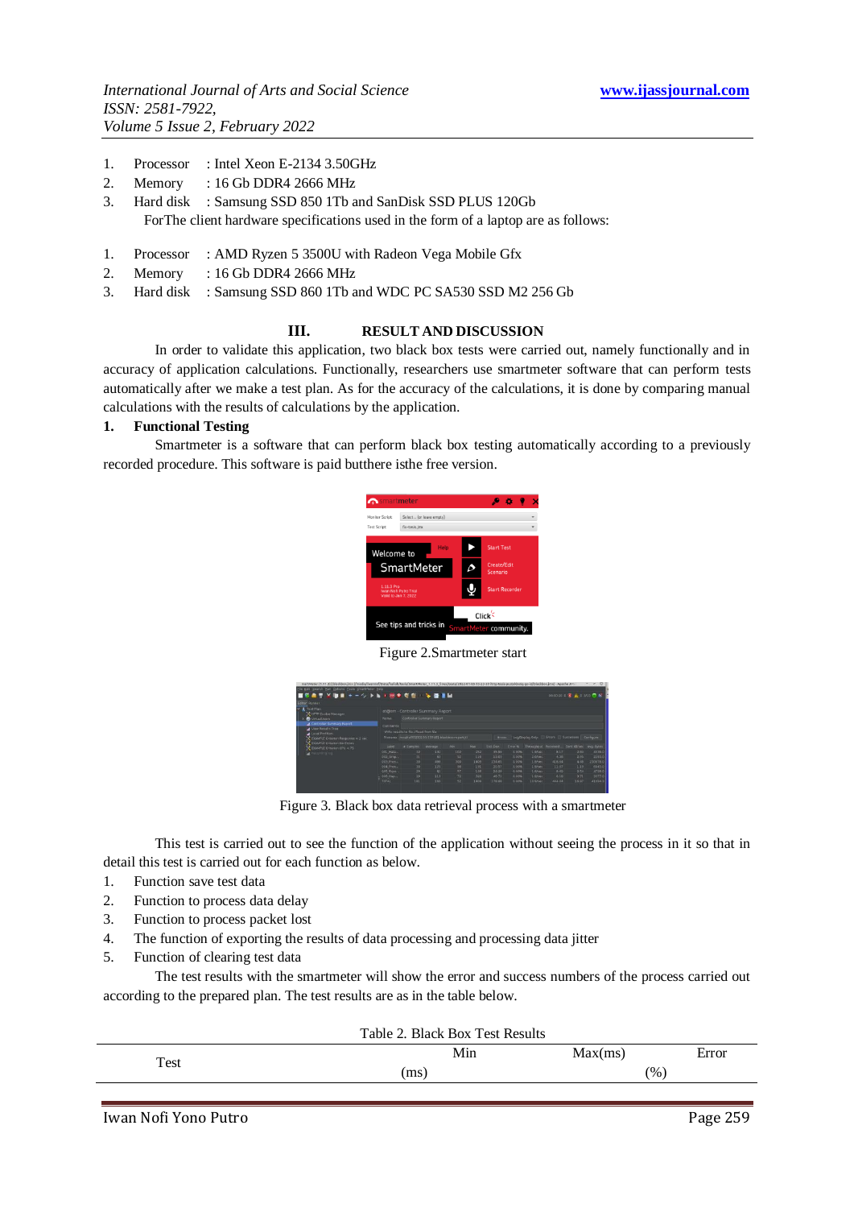1. Processor : Intel Xeon E-2134 3.50GHz
2. Memory : 16 Gb DDR4 2666 MHz
3. Hard disk : Samsung SSD 850 1Tb and SanDisk SSD PLUS 120Gb

ForThe client hardware specifications used in the form of a laptop are as follows:

1. Processor : AMD Ryzen 5 3500U with Radeon Vega Mobile Gfx
2. Memory : 16 Gb DDR4 2666 MHz
3. Hard disk : Samsung SSD 860 1Tb and WDC PC SA530 SSD M2 256 Gb

## III. RESULT AND DISCUSSION

In order to validate this application, two black box tests were carried out, namely functionally and in accuracy of application calculations. Functionally, researchers use smartmeter software that can perform tests automatically after we make a test plan. As for the accuracy of the calculations, it is done by comparing manual calculations with the results of calculations by the application.

### 1. Functional Testing

Smartmeter is a software that can perform black box testing automatically according to a previously recorded procedure. This software is paid butthere isthe free version.

Figure 2.Smartmeter start

Figure 3. Black box data retrieval process with a smartmeter

This test is carried out to see the function of the application without seeing the process in it so that in detail this test is carried out for each function as below.

1. Function save test data
2. Function to process data delay
3. Function to process packet lost
4. The function of exporting the results of data processing and processing data jitter
5. Function of clearing test data

The test results with the smartmeter will show the error and success numbers of the process carried out according to the prepared plan. The test results are as in the table below.

Table 2. Black Box Test Results

| Test | Min (ms) | Max(ms) | Error (%) |
|---|---|---|---|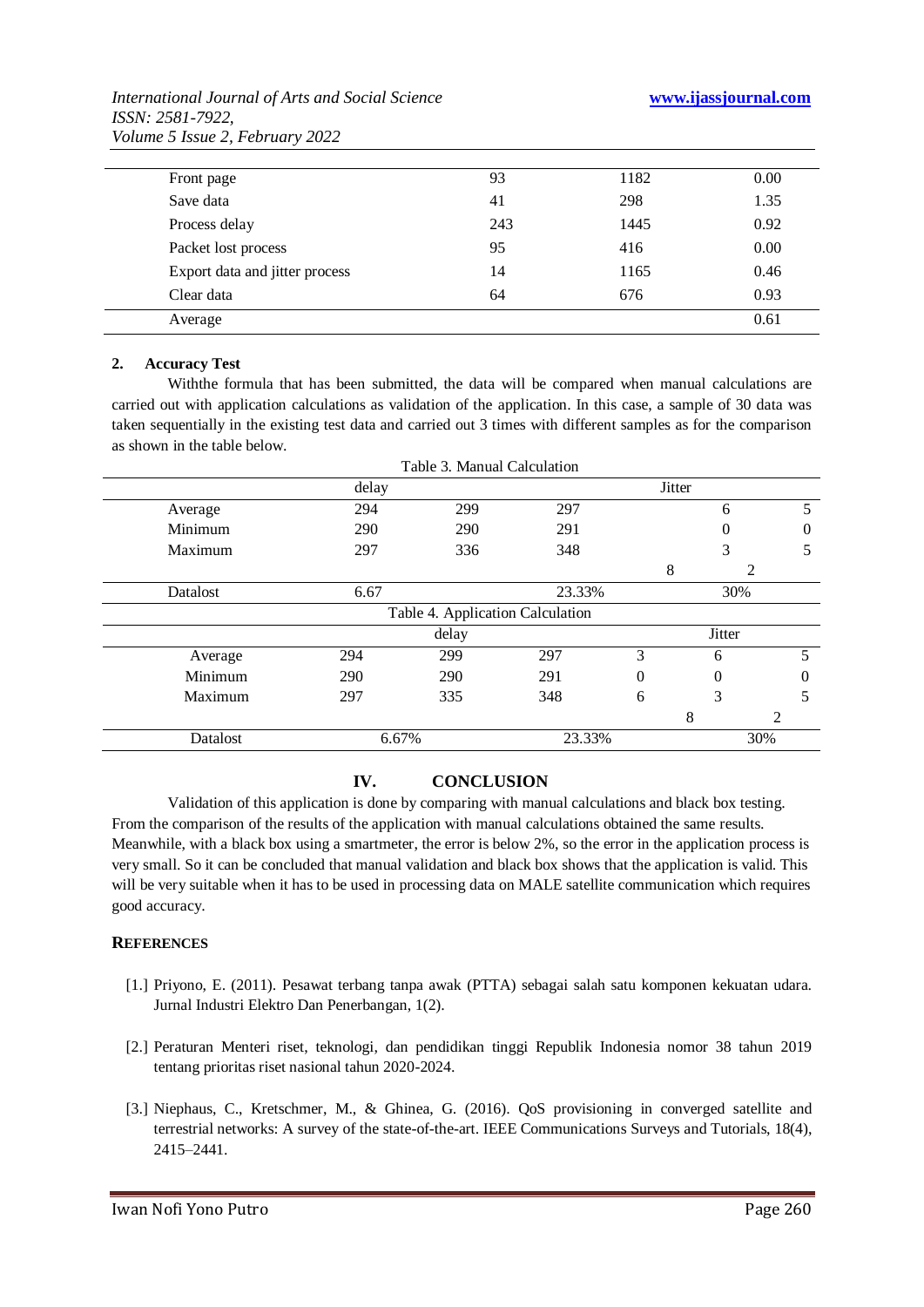| | | | |
|---|---|---|---|
| Front page | 93 | 1182 | 0.00 |
| Save data | 41 | 298 | 1.35 |
| Process delay | 243 | 1445 | 0.92 |
| Packet lost process | 95 | 416 | 0.00 |
| Export data and jitter process | 14 | 1165 | 0.46 |
| Clear data | 64 | 676 | 0.93 |
| Average | | | 0.61 |

**2. Accuracy Test**

Withthe formula that has been submitted, the data will be compared when manual calculations are carried out with application calculations as validation of the application. In this case, a sample of 30 data was taken sequentially in the existing test data and carried out 3 times with different samples as for the comparison as shown in the table below.

Table 3. Manual Calculation

| | delay | | | Jitter | | |
|---|---|---|---|---|---|---|
| Average | 294 | 299 | 297 | | 6 | 5 |
| Minimum | 290 | 290 | 291 | | 0 | 0 |
| Maximum | 297 | 336 | 348 | | 3 | 5 |
| | | | | 8 | 2 | |
| Datalost | 6.67 | | 23.33% | | 30% | |

Table 4. Application Calculation

| | delay | | | Jitter | | |
|---|---|---|---|---|---|---|
| Average | 294 | 299 | 297 | 3 | 6 | 5 |
| Minimum | 290 | 290 | 291 | 0 | 0 | 0 |
| Maximum | 297 | 335 | 348 | 6 | 3 | 5 |
| | | | | 8 | | 2 |
| Datalost | 6.67% | | 23.33% | | 30% | |

# IV. CONCLUSION

Validation of this application is done by comparing with manual calculations and black box testing. From the comparison of the results of the application with manual calculations obtained the same results. Meanwhile, with a black box using a smartmeter, the error is below 2%, so the error in the application process is very small. So it can be concluded that manual validation and black box shows that the application is valid. This will be very suitable when it has to be used in processing data on MALE satellite communication which requires good accuracy.

## REFERENCES

[1.] Priyono, E. (2011). Pesawat terbang tanpa awak (PTTA) sebagai salah satu komponen kekuatan udara. Jurnal Industri Elektro Dan Penerbangan, 1(2).

[2.] Peraturan Menteri riset, teknologi, dan pendidikan tinggi Republik Indonesia nomor 38 tahun 2019 tentang prioritas riset nasional tahun 2020-2024.

[3.] Niephaus, C., Kretschmer, M., & Ghinea, G. (2016). QoS provisioning in converged satellite and terrestrial networks: A survey of the state-of-the-art. IEEE Communications Surveys and Tutorials, 18(4), 2415–2441.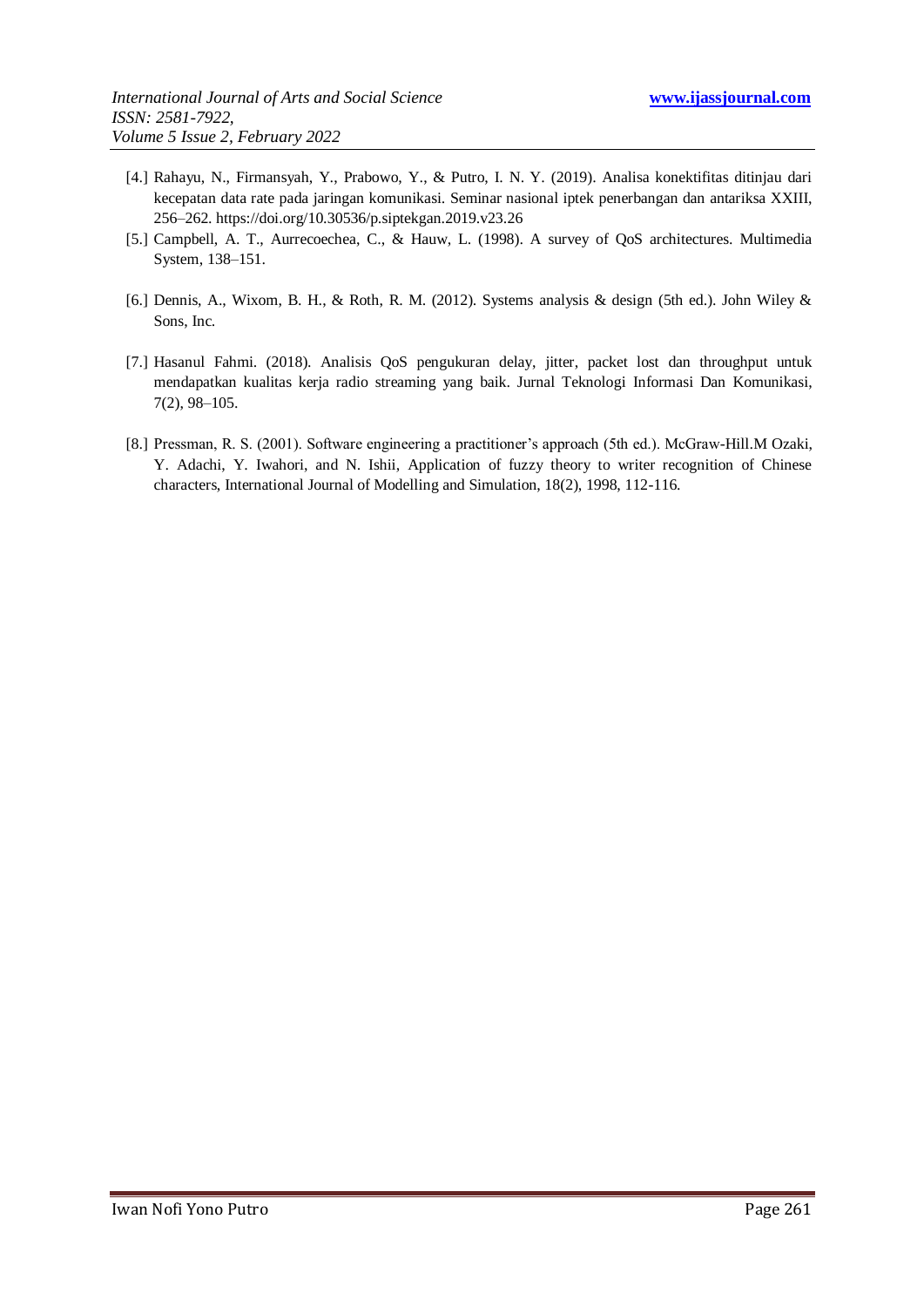[4.] Rahayu, N., Firmansyah, Y., Prabowo, Y., & Putro, I. N. Y. (2019). Analisa konektifitas ditinjau dari kecepatan data rate pada jaringan komunikasi. Seminar nasional iptek penerbangan dan antariksa XXIII, 256–262. https://doi.org/10.30536/p.siptekgan.2019.v23.26

[5.] Campbell, A. T., Aurrecoechea, C., & Hauw, L. (1998). A survey of QoS architectures. Multimedia System, 138–151.

[6.] Dennis, A., Wixom, B. H., & Roth, R. M. (2012). Systems analysis & design (5th ed.). John Wiley & Sons, Inc.

[7.] Hasanul Fahmi. (2018). Analisis QoS pengukuran delay, jitter, packet lost dan throughput untuk mendapatkan kualitas kerja radio streaming yang baik. Jurnal Teknologi Informasi Dan Komunikasi, 7(2), 98–105.

[8.] Pressman, R. S. (2001). Software engineering a practitioner's approach (5th ed.). McGraw-Hill.M Ozaki, Y. Adachi, Y. Iwahori, and N. Ishii, Application of fuzzy theory to writer recognition of Chinese characters, International Journal of Modelling and Simulation, 18(2), 1998, 112-116.